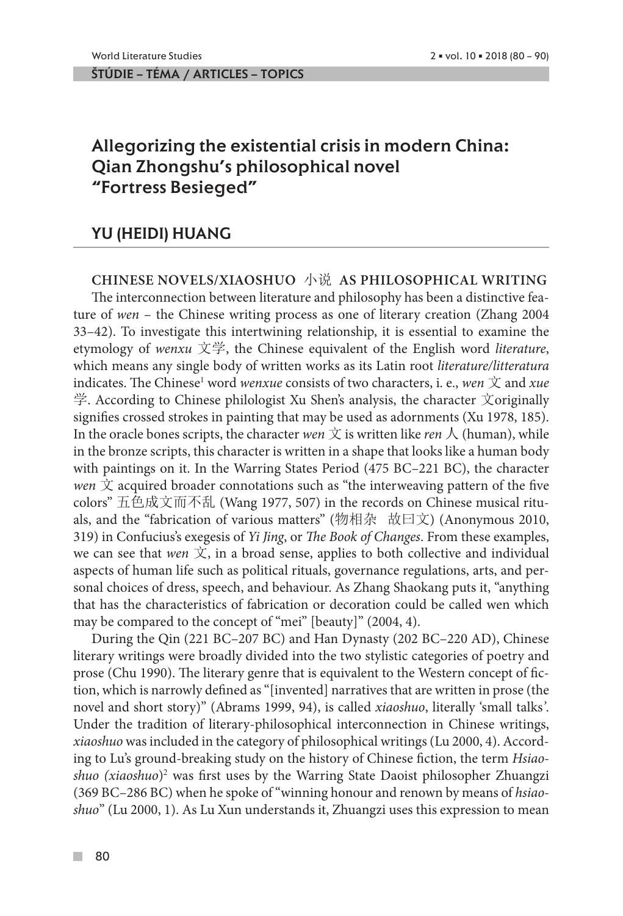# Allegorizing the existential crisis in modern China: Qian Zhongshu's philosophical novel "Fortress Besieged"

## YU (HEIDI) HUANG

### CHINESE NOVELS/XIAOSHUO 小说 AS PHILOSOPHICAL WRITING

The interconnection between literature and philosophy has been a distinctive feature of *wen* – the Chinese writing process as one of literary creation (Zhang 2004 33–42). To investigate this intertwining relationship, it is essential to examine the etymology of *wenxu* 文学, the Chinese equivalent of the English word *literature*, which means any single body of written works as its Latin root *literature/litteratura* indicates. The Chinese[1] word *wenxue* consists of two characters, i. e., *wen* 文 and *xue* 学. According to Chinese philologist Xu Shen's analysis, the character 文originally signifies crossed strokes in painting that may be used as adornments (Xu 1978, 185). In the oracle bones scripts, the character *wen* 文 is written like *ren* 人 (human), while in the bronze scripts, this character is written in a shape that looks like a human body with paintings on it. In the Warring States Period (475 BC–221 BC), the character *wen* 文 acquired broader connotations such as "the interweaving pattern of the five colors" 五色成文而不乱 (Wang 1977, 507) in the records on Chinese musical rituals, and the "fabrication of various matters" (物相杂　故曰文) (Anonymous 2010, 319) in Confucius's exegesis of *Yi Jing*, or *The Book of Changes*. From these examples, we can see that *wen* 文, in a broad sense, applies to both collective and individual aspects of human life such as political rituals, governance regulations, arts, and personal choices of dress, speech, and behaviour. As Zhang Shaokang puts it, "anything that has the characteristics of fabrication or decoration could be called wen which may be compared to the concept of "mei" [beauty]" (2004, 4).

During the Qin (221 BC–207 BC) and Han Dynasty (202 BC–220 AD), Chinese literary writings were broadly divided into the two stylistic categories of poetry and prose (Chu 1990). The literary genre that is equivalent to the Western concept of fiction, which is narrowly defined as "[invented] narratives that are written in prose (the novel and short story)" (Abrams 1999, 94), is called *xiaoshuo*, literally 'small talks'. Under the tradition of literary-philosophical interconnection in Chinese writings, *xiaoshuo* was included in the category of philosophical writings (Lu 2000, 4). According to Lu's ground-breaking study on the history of Chinese fiction, the term *Hsiaoshuo (xiaoshuo)*[2] was first uses by the Warring State Daoist philosopher Zhuangzi (369 BC–286 BC) when he spoke of "winning honour and renown by means of *hsiaoshuo*" (Lu 2000, 1). As Lu Xun understands it, Zhuangzi uses this expression to mean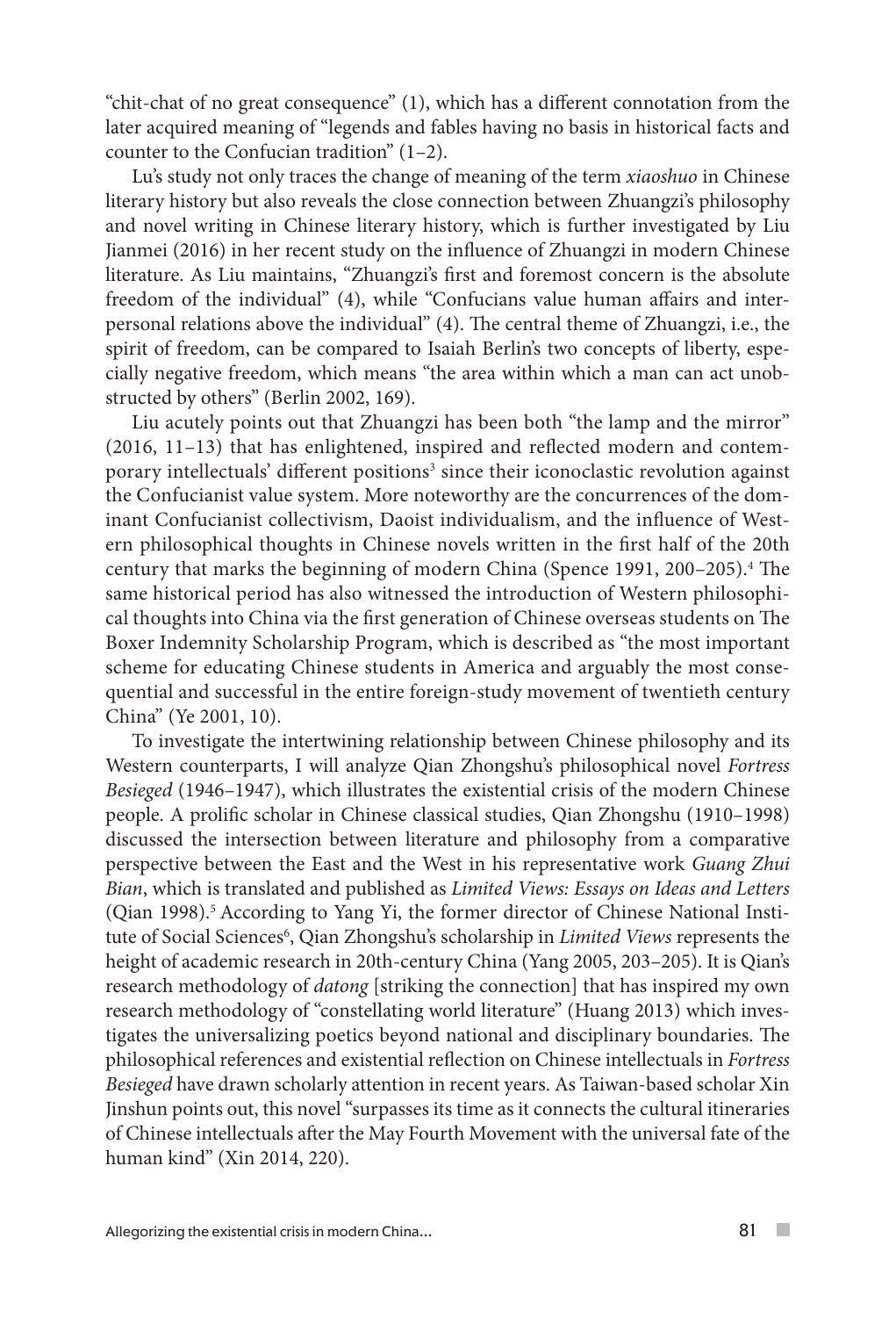"chit-chat of no great consequence" (1), which has a different connotation from the later acquired meaning of "legends and fables having no basis in historical facts and counter to the Confucian tradition" (1–2).

Lu's study not only traces the change of meaning of the term *xiaoshuo* in Chinese literary history but also reveals the close connection between Zhuangzi's philosophy and novel writing in Chinese literary history, which is further investigated by Liu Jianmei (2016) in her recent study on the influence of Zhuangzi in modern Chinese literature. As Liu maintains, "Zhuangzi's first and foremost concern is the absolute freedom of the individual" (4), while "Confucians value human affairs and interpersonal relations above the individual" (4). The central theme of Zhuangzi, i.e., the spirit of freedom, can be compared to Isaiah Berlin's two concepts of liberty, especially negative freedom, which means "the area within which a man can act unobstructed by others" (Berlin 2002, 169).

Liu acutely points out that Zhuangzi has been both "the lamp and the mirror" (2016, 11–13) that has enlightened, inspired and reflected modern and contemporary intellectuals' different positions[3] since their iconoclastic revolution against the Confucianist value system. More noteworthy are the concurrences of the dominant Confucianist collectivism, Daoist individualism, and the influence of Western philosophical thoughts in Chinese novels written in the first half of the 20th century that marks the beginning of modern China (Spence 1991, 200–205).[4] The same historical period has also witnessed the introduction of Western philosophical thoughts into China via the first generation of Chinese overseas students on The Boxer Indemnity Scholarship Program, which is described as "the most important scheme for educating Chinese students in America and arguably the most consequential and successful in the entire foreign-study movement of twentieth century China" (Ye 2001, 10).

To investigate the intertwining relationship between Chinese philosophy and its Western counterparts, I will analyze Qian Zhongshu's philosophical novel *Fortress Besieged* (1946–1947), which illustrates the existential crisis of the modern Chinese people. A prolific scholar in Chinese classical studies, Qian Zhongshu (1910–1998) discussed the intersection between literature and philosophy from a comparative perspective between the East and the West in his representative work *Guang Zhui Bian*, which is translated and published as *Limited Views: Essays on Ideas and Letters* (Qian 1998).[5] According to Yang Yi, the former director of Chinese National Institute of Social Sciences[6], Qian Zhongshu's scholarship in *Limited Views* represents the height of academic research in 20th-century China (Yang 2005, 203–205). It is Qian's research methodology of *datong* [striking the connection] that has inspired my own research methodology of "constellating world literature" (Huang 2013) which investigates the universalizing poetics beyond national and disciplinary boundaries. The philosophical references and existential reflection on Chinese intellectuals in *Fortress Besieged* have drawn scholarly attention in recent years. As Taiwan-based scholar Xin Jinshun points out, this novel "surpasses its time as it connects the cultural itineraries of Chinese intellectuals after the May Fourth Movement with the universal fate of the human kind" (Xin 2014, 220).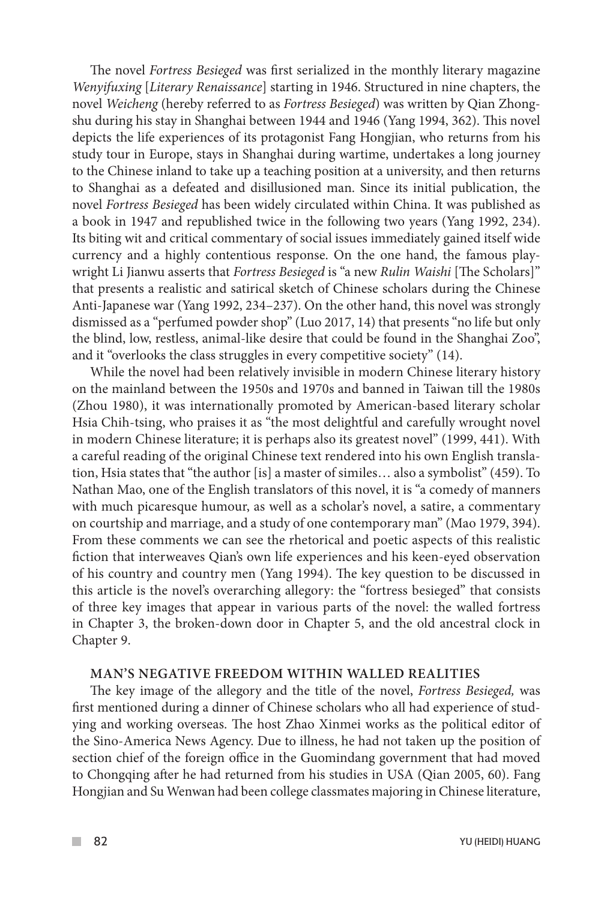The novel *Fortress Besieged* was first serialized in the monthly literary magazine *Wenyifuxing* [*Literary Renaissance*] starting in 1946. Structured in nine chapters, the novel *Weicheng* (hereby referred to as *Fortress Besieged*) was written by Qian Zhongshu during his stay in Shanghai between 1944 and 1946 (Yang 1994, 362). This novel depicts the life experiences of its protagonist Fang Hongjian, who returns from his study tour in Europe, stays in Shanghai during wartime, undertakes a long journey to the Chinese inland to take up a teaching position at a university, and then returns to Shanghai as a defeated and disillusioned man. Since its initial publication, the novel *Fortress Besieged* has been widely circulated within China. It was published as a book in 1947 and republished twice in the following two years (Yang 1992, 234). Its biting wit and critical commentary of social issues immediately gained itself wide currency and a highly contentious response. On the one hand, the famous playwright Li Jianwu asserts that *Fortress Besieged* is "a new *Rulin Waishi* [The Scholars]" that presents a realistic and satirical sketch of Chinese scholars during the Chinese Anti-Japanese war (Yang 1992, 234–237). On the other hand, this novel was strongly dismissed as a "perfumed powder shop" (Luo 2017, 14) that presents "no life but only the blind, low, restless, animal-like desire that could be found in the Shanghai Zoo", and it "overlooks the class struggles in every competitive society" (14).

While the novel had been relatively invisible in modern Chinese literary history on the mainland between the 1950s and 1970s and banned in Taiwan till the 1980s (Zhou 1980), it was internationally promoted by American-based literary scholar Hsia Chih-tsing, who praises it as "the most delightful and carefully wrought novel in modern Chinese literature; it is perhaps also its greatest novel" (1999, 441). With a careful reading of the original Chinese text rendered into his own English translation, Hsia states that "the author [is] a master of similes… also a symbolist" (459). To Nathan Mao, one of the English translators of this novel, it is "a comedy of manners with much picaresque humour, as well as a scholar's novel, a satire, a commentary on courtship and marriage, and a study of one contemporary man" (Mao 1979, 394). From these comments we can see the rhetorical and poetic aspects of this realistic fiction that interweaves Qian's own life experiences and his keen-eyed observation of his country and country men (Yang 1994). The key question to be discussed in this article is the novel's overarching allegory: the "fortress besieged" that consists of three key images that appear in various parts of the novel: the walled fortress in Chapter 3, the broken-down door in Chapter 5, and the old ancestral clock in Chapter 9.

## MAN'S NEGATIVE FREEDOM WITHIN WALLED REALITIES

The key image of the allegory and the title of the novel, *Fortress Besieged,* was first mentioned during a dinner of Chinese scholars who all had experience of studying and working overseas. The host Zhao Xinmei works as the political editor of the Sino-America News Agency. Due to illness, he had not taken up the position of section chief of the foreign office in the Guomindang government that had moved to Chongqing after he had returned from his studies in USA (Qian 2005, 60). Fang Hongjian and Su Wenwan had been college classmates majoring in Chinese literature,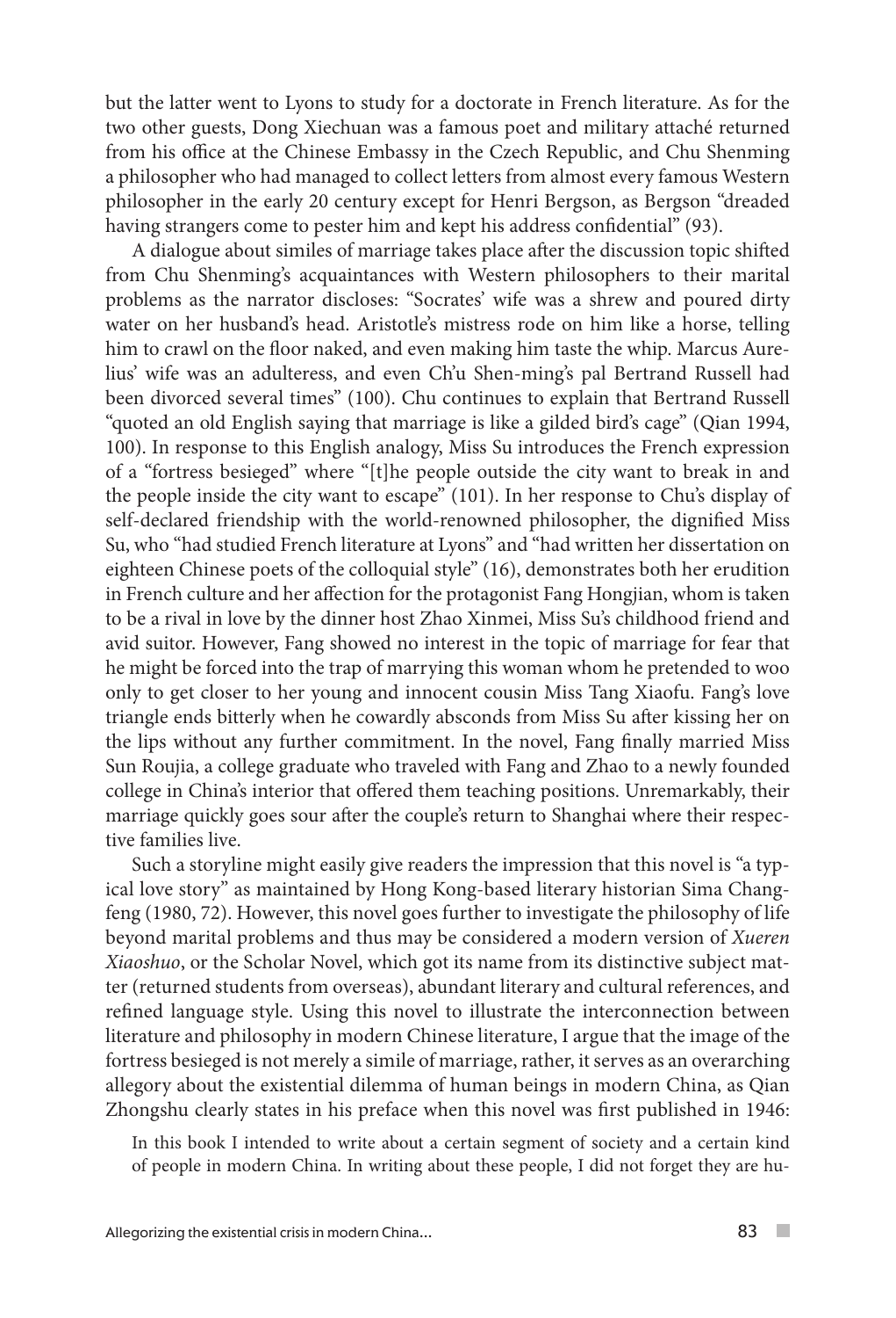but the latter went to Lyons to study for a doctorate in French literature. As for the two other guests, Dong Xiechuan was a famous poet and military attaché returned from his office at the Chinese Embassy in the Czech Republic, and Chu Shenming a philosopher who had managed to collect letters from almost every famous Western philosopher in the early 20 century except for Henri Bergson, as Bergson "dreaded having strangers come to pester him and kept his address confidential" (93).

A dialogue about similes of marriage takes place after the discussion topic shifted from Chu Shenming's acquaintances with Western philosophers to their marital problems as the narrator discloses: "Socrates' wife was a shrew and poured dirty water on her husband's head. Aristotle's mistress rode on him like a horse, telling him to crawl on the floor naked, and even making him taste the whip. Marcus Aurelius' wife was an adulteress, and even Ch'u Shen-ming's pal Bertrand Russell had been divorced several times" (100). Chu continues to explain that Bertrand Russell "quoted an old English saying that marriage is like a gilded bird's cage" (Qian 1994, 100). In response to this English analogy, Miss Su introduces the French expression of a "fortress besieged" where "[t]he people outside the city want to break in and the people inside the city want to escape" (101). In her response to Chu's display of self-declared friendship with the world-renowned philosopher, the dignified Miss Su, who "had studied French literature at Lyons" and "had written her dissertation on eighteen Chinese poets of the colloquial style" (16), demonstrates both her erudition in French culture and her affection for the protagonist Fang Hongjian, whom is taken to be a rival in love by the dinner host Zhao Xinmei, Miss Su's childhood friend and avid suitor. However, Fang showed no interest in the topic of marriage for fear that he might be forced into the trap of marrying this woman whom he pretended to woo only to get closer to her young and innocent cousin Miss Tang Xiaofu. Fang's love triangle ends bitterly when he cowardly absconds from Miss Su after kissing her on the lips without any further commitment. In the novel, Fang finally married Miss Sun Roujia, a college graduate who traveled with Fang and Zhao to a newly founded college in China's interior that offered them teaching positions. Unremarkably, their marriage quickly goes sour after the couple's return to Shanghai where their respective families live.

Such a storyline might easily give readers the impression that this novel is "a typical love story" as maintained by Hong Kong-based literary historian Sima Changfeng (1980, 72). However, this novel goes further to investigate the philosophy of life beyond marital problems and thus may be considered a modern version of *Xueren Xiaoshuo*, or the Scholar Novel, which got its name from its distinctive subject matter (returned students from overseas), abundant literary and cultural references, and refined language style. Using this novel to illustrate the interconnection between literature and philosophy in modern Chinese literature, I argue that the image of the fortress besieged is not merely a simile of marriage, rather, it serves as an overarching allegory about the existential dilemma of human beings in modern China, as Qian Zhongshu clearly states in his preface when this novel was first published in 1946:

> In this book I intended to write about a certain segment of society and a certain kind of people in modern China. In writing about these people, I did not forget they are hu-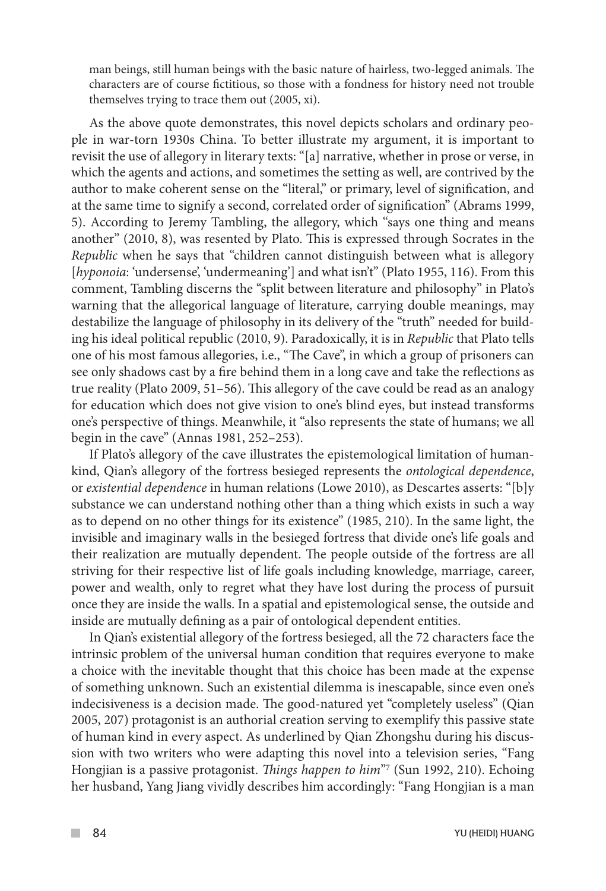man beings, still human beings with the basic nature of hairless, two-legged animals. The characters are of course fictitious, so those with a fondness for history need not trouble themselves trying to trace them out (2005, xi).

As the above quote demonstrates, this novel depicts scholars and ordinary people in war-torn 1930s China. To better illustrate my argument, it is important to revisit the use of allegory in literary texts: "[a] narrative, whether in prose or verse, in which the agents and actions, and sometimes the setting as well, are contrived by the author to make coherent sense on the "literal," or primary, level of signification, and at the same time to signify a second, correlated order of signification" (Abrams 1999, 5). According to Jeremy Tambling, the allegory, which "says one thing and means another" (2010, 8), was resented by Plato. This is expressed through Socrates in the *Republic* when he says that "children cannot distinguish between what is allegory [*hyponoia*: 'undersense', 'undermeaning'] and what isn't" (Plato 1955, 116). From this comment, Tambling discerns the "split between literature and philosophy" in Plato's warning that the allegorical language of literature, carrying double meanings, may destabilize the language of philosophy in its delivery of the "truth" needed for building his ideal political republic (2010, 9). Paradoxically, it is in *Republic* that Plato tells one of his most famous allegories, i.e., "The Cave", in which a group of prisoners can see only shadows cast by a fire behind them in a long cave and take the reflections as true reality (Plato 2009, 51–56). This allegory of the cave could be read as an analogy for education which does not give vision to one's blind eyes, but instead transforms one's perspective of things. Meanwhile, it "also represents the state of humans; we all begin in the cave" (Annas 1981, 252–253).

If Plato's allegory of the cave illustrates the epistemological limitation of humankind, Qian's allegory of the fortress besieged represents the *ontological dependence*, or *existential dependence* in human relations (Lowe 2010), as Descartes asserts: "[b]y substance we can understand nothing other than a thing which exists in such a way as to depend on no other things for its existence" (1985, 210). In the same light, the invisible and imaginary walls in the besieged fortress that divide one's life goals and their realization are mutually dependent. The people outside of the fortress are all striving for their respective list of life goals including knowledge, marriage, career, power and wealth, only to regret what they have lost during the process of pursuit once they are inside the walls. In a spatial and epistemological sense, the outside and inside are mutually defining as a pair of ontological dependent entities.

In Qian's existential allegory of the fortress besieged, all the 72 characters face the intrinsic problem of the universal human condition that requires everyone to make a choice with the inevitable thought that this choice has been made at the expense of something unknown. Such an existential dilemma is inescapable, since even one's indecisiveness is a decision made. The good-natured yet "completely useless" (Qian 2005, 207) protagonist is an authorial creation serving to exemplify this passive state of human kind in every aspect. As underlined by Qian Zhongshu during his discussion with two writers who were adapting this novel into a television series, "Fang Hongjian is a passive protagonist. *Things happen to him*"[7] (Sun 1992, 210). Echoing her husband, Yang Jiang vividly describes him accordingly: "Fang Hongjian is a man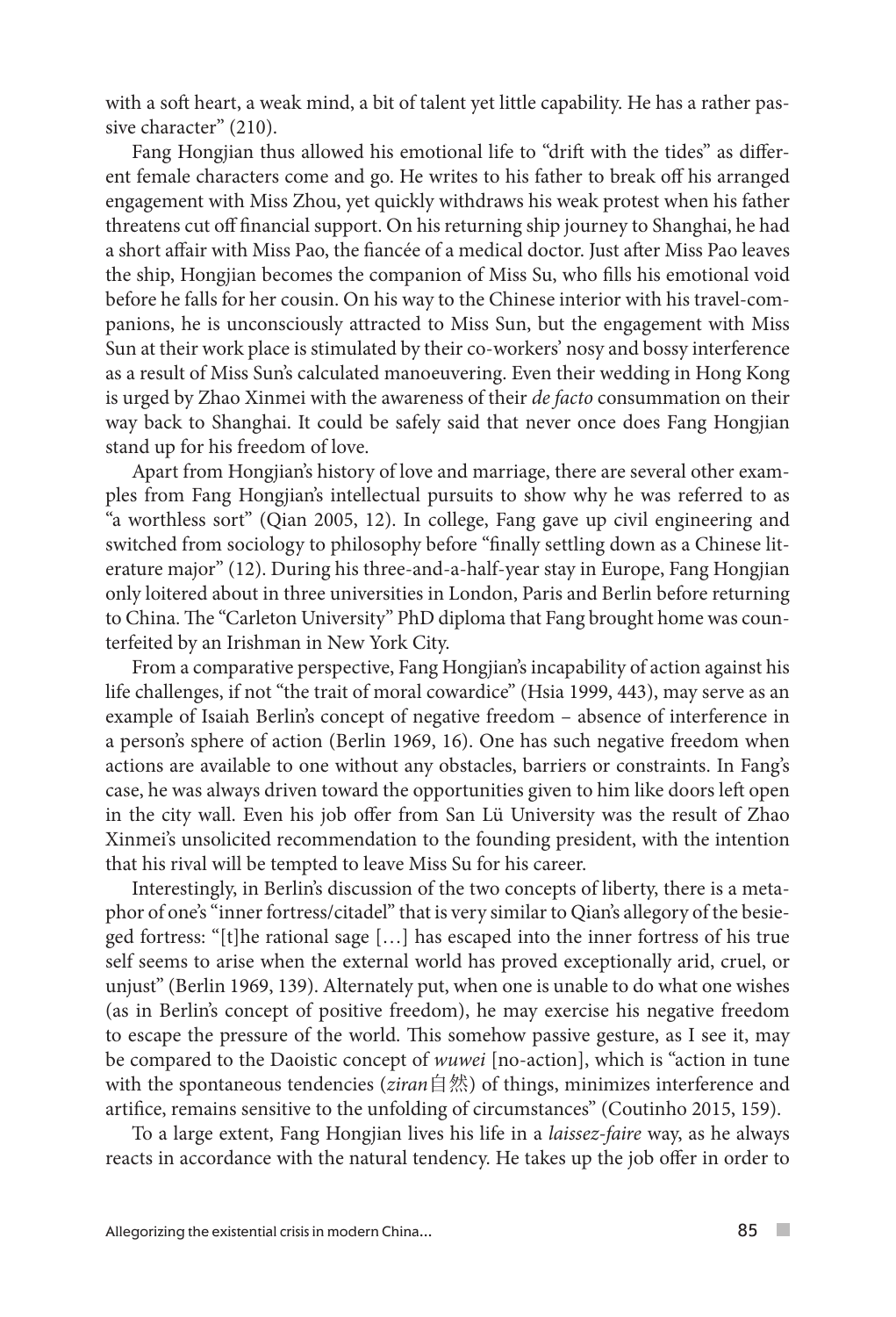with a soft heart, a weak mind, a bit of talent yet little capability. He has a rather passive character" (210).

Fang Hongjian thus allowed his emotional life to "drift with the tides" as different female characters come and go. He writes to his father to break off his arranged engagement with Miss Zhou, yet quickly withdraws his weak protest when his father threatens cut off financial support. On his returning ship journey to Shanghai, he had a short affair with Miss Pao, the fiancée of a medical doctor. Just after Miss Pao leaves the ship, Hongjian becomes the companion of Miss Su, who fills his emotional void before he falls for her cousin. On his way to the Chinese interior with his travel-companions, he is unconsciously attracted to Miss Sun, but the engagement with Miss Sun at their work place is stimulated by their co-workers' nosy and bossy interference as a result of Miss Sun's calculated manoeuvering. Even their wedding in Hong Kong is urged by Zhao Xinmei with the awareness of their *de facto* consummation on their way back to Shanghai. It could be safely said that never once does Fang Hongjian stand up for his freedom of love.

Apart from Hongjian's history of love and marriage, there are several other examples from Fang Hongjian's intellectual pursuits to show why he was referred to as "a worthless sort" (Qian 2005, 12). In college, Fang gave up civil engineering and switched from sociology to philosophy before "finally settling down as a Chinese literature major" (12). During his three-and-a-half-year stay in Europe, Fang Hongjian only loitered about in three universities in London, Paris and Berlin before returning to China. The "Carleton University" PhD diploma that Fang brought home was counterfeited by an Irishman in New York City.

From a comparative perspective, Fang Hongjian's incapability of action against his life challenges, if not "the trait of moral cowardice" (Hsia 1999, 443), may serve as an example of Isaiah Berlin's concept of negative freedom – absence of interference in a person's sphere of action (Berlin 1969, 16). One has such negative freedom when actions are available to one without any obstacles, barriers or constraints. In Fang's case, he was always driven toward the opportunities given to him like doors left open in the city wall. Even his job offer from San Lü University was the result of Zhao Xinmei's unsolicited recommendation to the founding president, with the intention that his rival will be tempted to leave Miss Su for his career.

Interestingly, in Berlin's discussion of the two concepts of liberty, there is a metaphor of one's "inner fortress/citadel" that is very similar to Qian's allegory of the besieged fortress: "[t]he rational sage […] has escaped into the inner fortress of his true self seems to arise when the external world has proved exceptionally arid, cruel, or unjust" (Berlin 1969, 139). Alternately put, when one is unable to do what one wishes (as in Berlin's concept of positive freedom), he may exercise his negative freedom to escape the pressure of the world. This somehow passive gesture, as I see it, may be compared to the Daoistic concept of *wuwei* [no-action], which is "action in tune with the spontaneous tendencies (*ziran*自然) of things, minimizes interference and artifice, remains sensitive to the unfolding of circumstances" (Coutinho 2015, 159).

To a large extent, Fang Hongjian lives his life in a *laissez-faire* way, as he always reacts in accordance with the natural tendency. He takes up the job offer in order to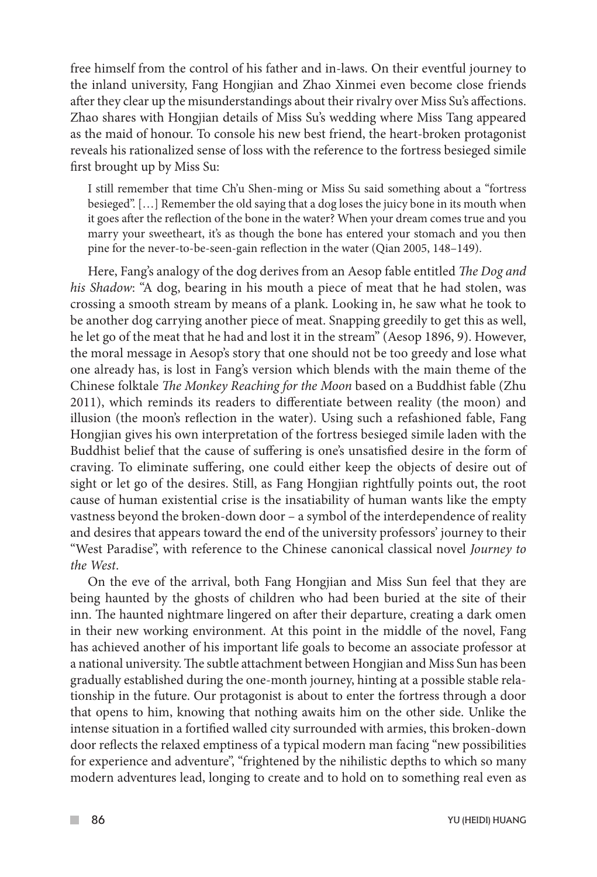free himself from the control of his father and in-laws. On their eventful journey to the inland university, Fang Hongjian and Zhao Xinmei even become close friends after they clear up the misunderstandings about their rivalry over Miss Su's affections. Zhao shares with Hongjian details of Miss Su's wedding where Miss Tang appeared as the maid of honour. To console his new best friend, the heart-broken protagonist reveals his rationalized sense of loss with the reference to the fortress besieged simile first brought up by Miss Su:

> I still remember that time Ch'u Shen-ming or Miss Su said something about a "fortress besieged". […] Remember the old saying that a dog loses the juicy bone in its mouth when it goes after the reflection of the bone in the water? When your dream comes true and you marry your sweetheart, it's as though the bone has entered your stomach and you then pine for the never-to-be-seen-gain reflection in the water (Qian 2005, 148–149).

Here, Fang's analogy of the dog derives from an Aesop fable entitled *The Dog and his Shadow*: "A dog, bearing in his mouth a piece of meat that he had stolen, was crossing a smooth stream by means of a plank. Looking in, he saw what he took to be another dog carrying another piece of meat. Snapping greedily to get this as well, he let go of the meat that he had and lost it in the stream" (Aesop 1896, 9). However, the moral message in Aesop's story that one should not be too greedy and lose what one already has, is lost in Fang's version which blends with the main theme of the Chinese folktale *The Monkey Reaching for the Moon* based on a Buddhist fable (Zhu 2011), which reminds its readers to differentiate between reality (the moon) and illusion (the moon's reflection in the water). Using such a refashioned fable, Fang Hongjian gives his own interpretation of the fortress besieged simile laden with the Buddhist belief that the cause of suffering is one's unsatisfied desire in the form of craving. To eliminate suffering, one could either keep the objects of desire out of sight or let go of the desires. Still, as Fang Hongjian rightfully points out, the root cause of human existential crise is the insatiability of human wants like the empty vastness beyond the broken-down door – a symbol of the interdependence of reality and desires that appears toward the end of the university professors' journey to their "West Paradise", with reference to the Chinese canonical classical novel *Journey to the West*.

On the eve of the arrival, both Fang Hongjian and Miss Sun feel that they are being haunted by the ghosts of children who had been buried at the site of their inn. The haunted nightmare lingered on after their departure, creating a dark omen in their new working environment. At this point in the middle of the novel, Fang has achieved another of his important life goals to become an associate professor at a national university. The subtle attachment between Hongjian and Miss Sun has been gradually established during the one-month journey, hinting at a possible stable relationship in the future. Our protagonist is about to enter the fortress through a door that opens to him, knowing that nothing awaits him on the other side. Unlike the intense situation in a fortified walled city surrounded with armies, this broken-down door reflects the relaxed emptiness of a typical modern man facing "new possibilities for experience and adventure", "frightened by the nihilistic depths to which so many modern adventures lead, longing to create and to hold on to something real even as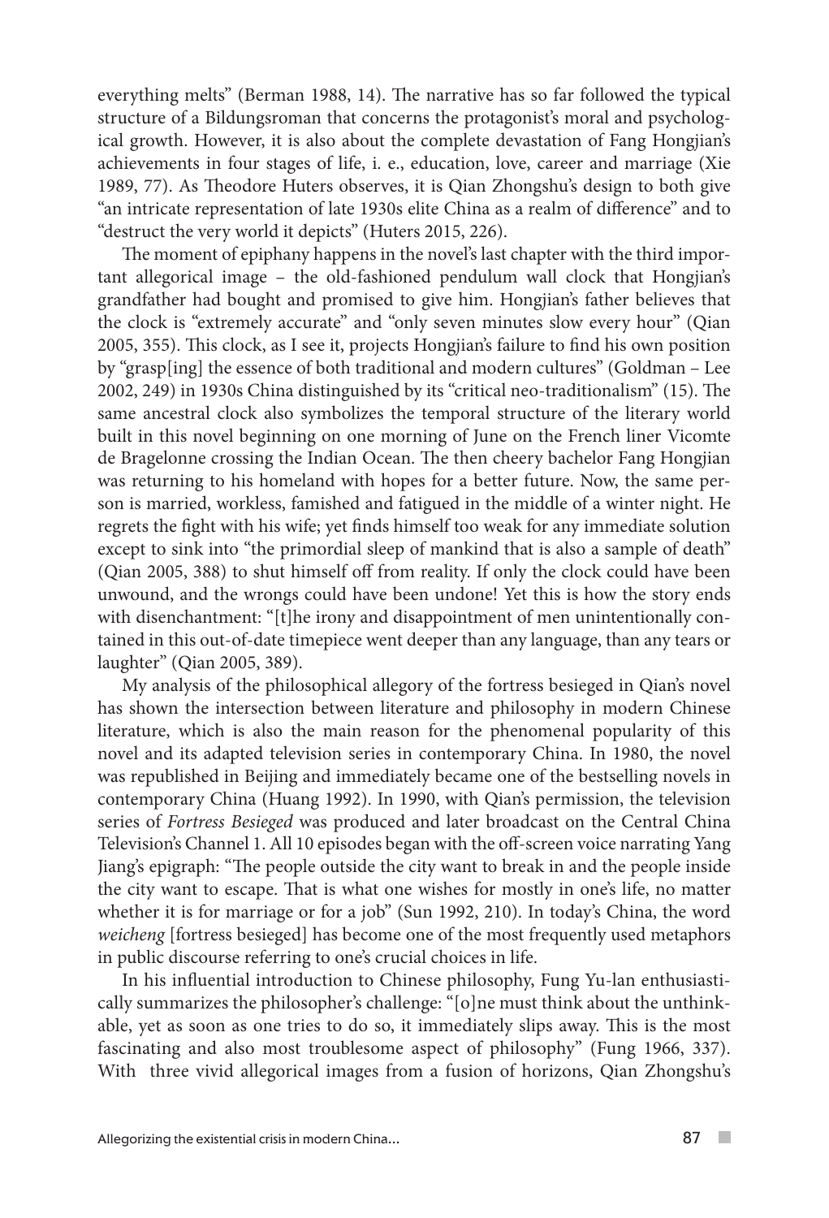everything melts" (Berman 1988, 14). The narrative has so far followed the typical structure of a Bildungsroman that concerns the protagonist's moral and psychological growth. However, it is also about the complete devastation of Fang Hongjian's achievements in four stages of life, i. e., education, love, career and marriage (Xie 1989, 77). As Theodore Huters observes, it is Qian Zhongshu's design to both give "an intricate representation of late 1930s elite China as a realm of difference" and to "destruct the very world it depicts" (Huters 2015, 226).

The moment of epiphany happens in the novel's last chapter with the third important allegorical image – the old-fashioned pendulum wall clock that Hongjian's grandfather had bought and promised to give him. Hongjian's father believes that the clock is "extremely accurate" and "only seven minutes slow every hour" (Qian 2005, 355). This clock, as I see it, projects Hongjian's failure to find his own position by "grasp[ing] the essence of both traditional and modern cultures" (Goldman – Lee 2002, 249) in 1930s China distinguished by its "critical neo-traditionalism" (15). The same ancestral clock also symbolizes the temporal structure of the literary world built in this novel beginning on one morning of June on the French liner Vicomte de Bragelonne crossing the Indian Ocean. The then cheery bachelor Fang Hongjian was returning to his homeland with hopes for a better future. Now, the same person is married, workless, famished and fatigued in the middle of a winter night. He regrets the fight with his wife; yet finds himself too weak for any immediate solution except to sink into "the primordial sleep of mankind that is also a sample of death" (Qian 2005, 388) to shut himself off from reality. If only the clock could have been unwound, and the wrongs could have been undone! Yet this is how the story ends with disenchantment: "[t]he irony and disappointment of men unintentionally contained in this out-of-date timepiece went deeper than any language, than any tears or laughter" (Qian 2005, 389).

My analysis of the philosophical allegory of the fortress besieged in Qian's novel has shown the intersection between literature and philosophy in modern Chinese literature, which is also the main reason for the phenomenal popularity of this novel and its adapted television series in contemporary China. In 1980, the novel was republished in Beijing and immediately became one of the bestselling novels in contemporary China (Huang 1992). In 1990, with Qian's permission, the television series of *Fortress Besieged* was produced and later broadcast on the Central China Television's Channel 1. All 10 episodes began with the off-screen voice narrating Yang Jiang's epigraph: "The people outside the city want to break in and the people inside the city want to escape. That is what one wishes for mostly in one's life, no matter whether it is for marriage or for a job" (Sun 1992, 210). In today's China, the word *weicheng* [fortress besieged] has become one of the most frequently used metaphors in public discourse referring to one's crucial choices in life.

In his influential introduction to Chinese philosophy, Fung Yu-lan enthusiastically summarizes the philosopher's challenge: "[o]ne must think about the unthinkable, yet as soon as one tries to do so, it immediately slips away. This is the most fascinating and also most troublesome aspect of philosophy" (Fung 1966, 337). With three vivid allegorical images from a fusion of horizons, Qian Zhongshu's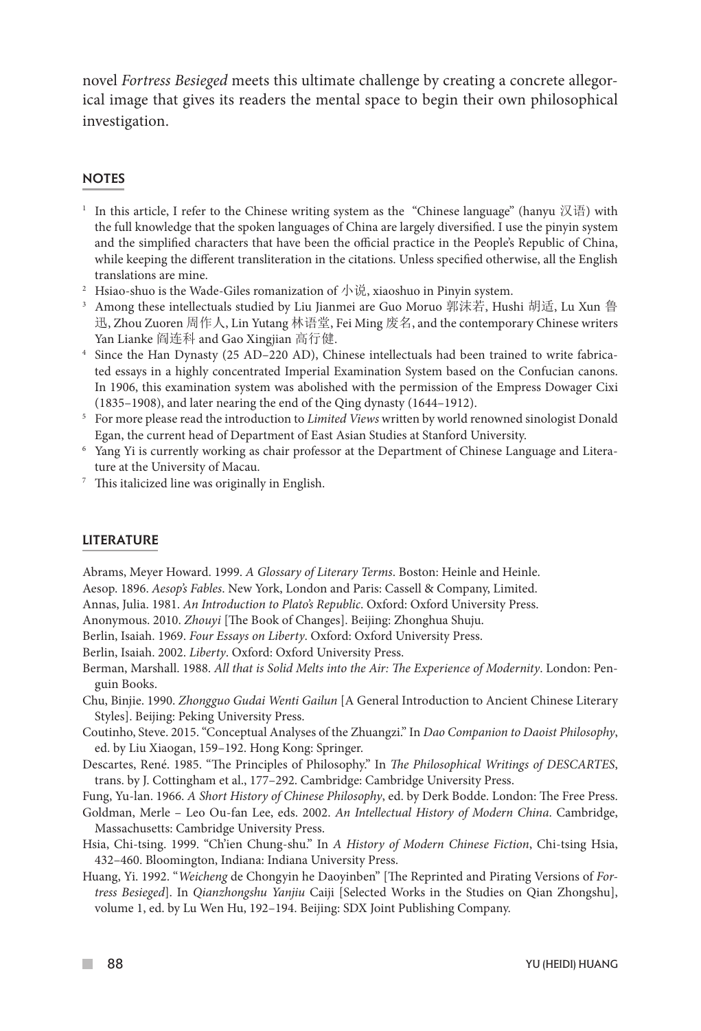novel *Fortress Besieged* meets this ultimate challenge by creating a concrete allegorical image that gives its readers the mental space to begin their own philosophical investigation.

## NOTES

1 In this article, I refer to the Chinese writing system as the "Chinese language" (hanyu 汉语) with the full knowledge that the spoken languages of China are largely diversified. I use the pinyin system and the simplified characters that have been the official practice in the People's Republic of China, while keeping the different transliteration in the citations. Unless specified otherwise, all the English translations are mine.

2 Hsiao-shuo is the Wade-Giles romanization of 小说, xiaoshuo in Pinyin system.

3 Among these intellectuals studied by Liu Jianmei are Guo Moruo 郭沫若, Hushi 胡适, Lu Xun 鲁迅, Zhou Zuoren 周作人, Lin Yutang 林语堂, Fei Ming 废名, and the contemporary Chinese writers Yan Lianke 阎连科 and Gao Xingjian 高行健.

4 Since the Han Dynasty (25 AD–220 AD), Chinese intellectuals had been trained to write fabricated essays in a highly concentrated Imperial Examination System based on the Confucian canons. In 1906, this examination system was abolished with the permission of the Empress Dowager Cixi (1835–1908), and later nearing the end of the Qing dynasty (1644–1912).

5 For more please read the introduction to *Limited Views* written by world renowned sinologist Donald Egan, the current head of Department of East Asian Studies at Stanford University.

6 Yang Yi is currently working as chair professor at the Department of Chinese Language and Literature at the University of Macau.

7 This italicized line was originally in English.

## LITERATURE

Abrams, Meyer Howard. 1999. *A Glossary of Literary Terms*. Boston: Heinle and Heinle.

Aesop. 1896. *Aesop's Fables*. New York, London and Paris: Cassell & Company, Limited.

Annas, Julia. 1981. *An Introduction to Plato's Republic*. Oxford: Oxford University Press.

Anonymous. 2010. *Zhouyi* [The Book of Changes]. Beijing: Zhonghua Shuju.

Berlin, Isaiah. 1969. *Four Essays on Liberty*. Oxford: Oxford University Press.

Berlin, Isaiah. 2002. *Liberty*. Oxford: Oxford University Press.

Berman, Marshall. 1988. *All that is Solid Melts into the Air: The Experience of Modernity*. London: Penguin Books.

Chu, Binjie. 1990. *Zhongguo Gudai Wenti Gailun* [A General Introduction to Ancient Chinese Literary Styles]. Beijing: Peking University Press.

Coutinho, Steve. 2015. "Conceptual Analyses of the Zhuangzi." In *Dao Companion to Daoist Philosophy*, ed. by Liu Xiaogan, 159–192. Hong Kong: Springer.

Descartes, René. 1985. "The Principles of Philosophy." In *The Philosophical Writings of DESCARTES*, trans. by J. Cottingham et al., 177–292. Cambridge: Cambridge University Press.

Fung, Yu-lan. 1966. *A Short History of Chinese Philosophy*, ed. by Derk Bodde. London: The Free Press.

Goldman, Merle – Leo Ou-fan Lee, eds. 2002. *An Intellectual History of Modern China*. Cambridge, Massachusetts: Cambridge University Press.

Hsia, Chi-tsing. 1999. "Ch'ien Chung-shu." In *A History of Modern Chinese Fiction*, Chi-tsing Hsia, 432–460. Bloomington, Indiana: Indiana University Press.

Huang, Yi. 1992. "*Weicheng* de Chongyin he Daoyinben" [The Reprinted and Pirating Versions of *Fortress Besieged*]. In *Qianzhongshu Yanjiu* Caiji [Selected Works in the Studies on Qian Zhongshu], volume 1, ed. by Lu Wen Hu, 192–194. Beijing: SDX Joint Publishing Company.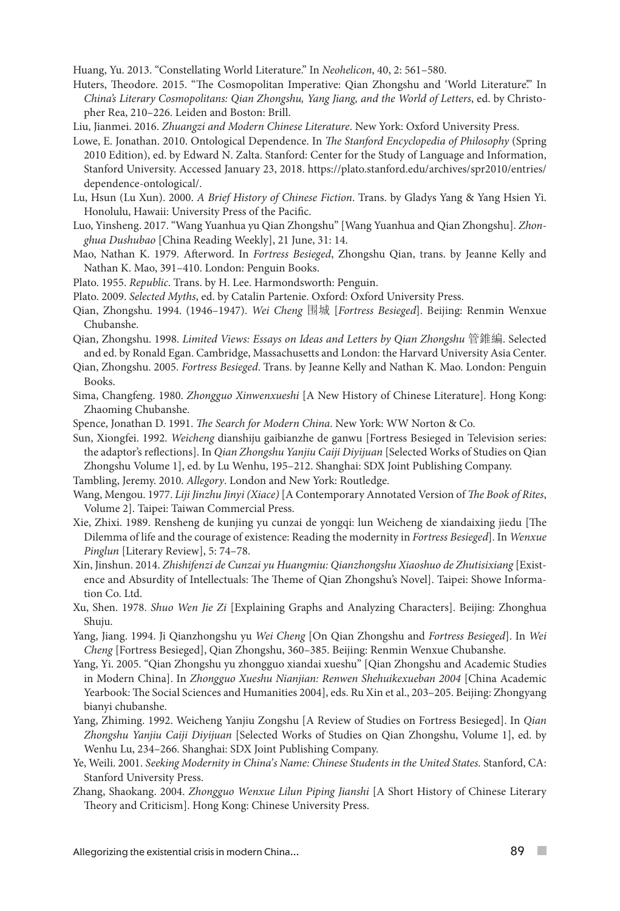Huang, Yu. 2013. "Constellating World Literature." In *Neohelicon*, 40, 2: 561–580.

Huters, Theodore. 2015. "The Cosmopolitan Imperative: Qian Zhongshu and 'World Literature'." In *China's Literary Cosmopolitans: Qian Zhongshu, Yang Jiang, and the World of Letters*, ed. by Christopher Rea, 210–226. Leiden and Boston: Brill.

Liu, Jianmei. 2016. *Zhuangzi and Modern Chinese Literature*. New York: Oxford University Press.

Lowe, E. Jonathan. 2010. Ontological Dependence. In *The Stanford Encyclopedia of Philosophy* (Spring 2010 Edition), ed. by Edward N. Zalta. Stanford: Center for the Study of Language and Information, Stanford University. Accessed January 23, 2018. https://plato.stanford.edu/archives/spr2010/entries/dependence-ontological/.

Lu, Hsun (Lu Xun). 2000. *A Brief History of Chinese Fiction*. Trans. by Gladys Yang & Yang Hsien Yi. Honolulu, Hawaii: University Press of the Pacific.

Luo, Yinsheng. 2017. "Wang Yuanhua yu Qian Zhongshu" [Wang Yuanhua and Qian Zhongshu]. *Zhonghua Dushubao* [China Reading Weekly], 21 June, 31: 14.

Mao, Nathan K. 1979. Afterword. In *Fortress Besieged*, Zhongshu Qian, trans. by Jeanne Kelly and Nathan K. Mao, 391–410. London: Penguin Books.

Plato. 1955. *Republic*. Trans. by H. Lee. Harmondsworth: Penguin.

Plato. 2009. *Selected Myths*, ed. by Catalin Partenie. Oxford: Oxford University Press.

Qian, Zhongshu. 1994. (1946–1947). *Wei Cheng* 围城 [*Fortress Besieged*]. Beijing: Renmin Wenxue Chubanshe.

Qian, Zhongshu. 1998. *Limited Views: Essays on Ideas and Letters by Qian Zhongshu* 管錐編. Selected and ed. by Ronald Egan. Cambridge, Massachusetts and London: the Harvard University Asia Center.

Qian, Zhongshu. 2005. *Fortress Besieged*. Trans. by Jeanne Kelly and Nathan K. Mao. London: Penguin Books.

Sima, Changfeng. 1980. *Zhongguo Xinwenxueshi* [A New History of Chinese Literature]. Hong Kong: Zhaoming Chubanshe.

Spence, Jonathan D. 1991. *The Search for Modern China*. New York: WW Norton & Co.

Sun, Xiongfei. 1992. *Weicheng* dianshiju gaibianzhe de ganwu [Fortress Besieged in Television series: the adaptor's reflections]. In *Qian Zhongshu Yanjiu Caiji Diyijuan* [Selected Works of Studies on Qian Zhongshu Volume 1], ed. by Lu Wenhu, 195–212. Shanghai: SDX Joint Publishing Company.

Tambling, Jeremy. 2010. *Allegory*. London and New York: Routledge.

Wang, Mengou. 1977. *Liji Jinzhu Jinyi (Xiace)* [A Contemporary Annotated Version of *The Book of Rites*, Volume 2]. Taipei: Taiwan Commercial Press.

Xie, Zhixi. 1989. Rensheng de kunjing yu cunzai de yongqi: lun Weicheng de xiandaixing jiedu [The Dilemma of life and the courage of existence: Reading the modernity in *Fortress Besieged*]. In *Wenxue Pinglun* [Literary Review], 5: 74–78.

Xin, Jinshun. 2014. *Zhishifenzi de Cunzai yu Huangmiu: Qianzhongshu Xiaoshuo de Zhutisixiang* [Existence and Absurdity of Intellectuals: The Theme of Qian Zhongshu's Novel]. Taipei: Showe Information Co. Ltd.

Xu, Shen. 1978. *Shuo Wen Jie Zi* [Explaining Graphs and Analyzing Characters]. Beijing: Zhonghua Shuju.

Yang, Jiang. 1994. Ji Qianzhongshu yu *Wei Cheng* [On Qian Zhongshu and *Fortress Besieged*]. In *Wei Cheng* [Fortress Besieged], Qian, Zhongshu, 360–385. Beijing: Renmin Wenxue Chubanshe.

Yang, Yi. 2005. "Qian Zhongshu yu zhongguo xiandai xueshu" [Qian Zhongshu and Academic Studies in Modern China]. In *Zhongguo Xueshu Nianjian: Renwen Shehuikexueban 2004* [China Academic Yearbook: The Social Sciences and Humanities 2004], eds. Ru Xin et al., 203–205. Beijing: Zhongyang bianyi chubanshe.

Yang, Zhiming. 1992. Weicheng Yanjiu Zongshu [A Review of Studies on Fortress Besieged]. In *Qian Zhongshu Yanjiu Caiji Diyijuan* [Selected Works of Studies on Qian Zhongshu, Volume 1], ed. by Wenhu Lu, 234–266. Shanghai: SDX Joint Publishing Company.

Ye, Weili. 2001. *Seeking Modernity in China's Name: Chinese Students in the United States.* Stanford, CA: Stanford University Press.

Zhang, Shaokang. 2004. *Zhongguo Wenxue Lilun Piping Jianshi* [A Short History of Chinese Literary Theory and Criticism]. Hong Kong: Chinese University Press.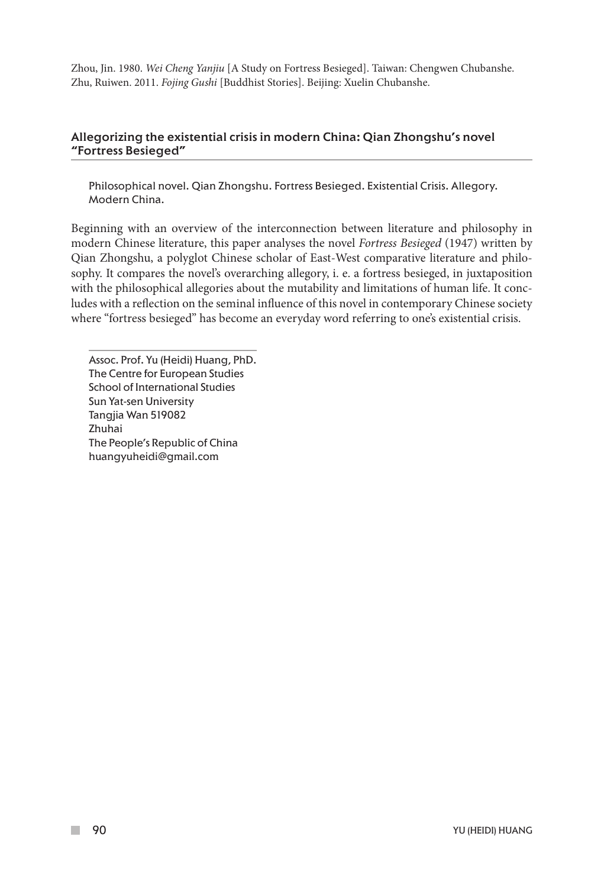Zhou, Jin. 1980. *Wei Cheng Yanjiu* [A Study on Fortress Besieged]. Taiwan: Chengwen Chubanshe.
Zhu, Ruiwen. 2011. *Fojing Gushi* [Buddhist Stories]. Beijing: Xuelin Chubanshe.

## Allegorizing the existential crisis in modern China: Qian Zhongshu's novel "Fortress Besieged"

Philosophical novel. Qian Zhongshu. Fortress Besieged. Existential Crisis. Allegory. Modern China.

Beginning with an overview of the interconnection between literature and philosophy in modern Chinese literature, this paper analyses the novel *Fortress Besieged* (1947) written by Qian Zhongshu, a polyglot Chinese scholar of East-West comparative literature and philosophy. It compares the novel's overarching allegory, i. e. a fortress besieged, in juxtaposition with the philosophical allegories about the mutability and limitations of human life. It concludes with a reflection on the seminal influence of this novel in contemporary Chinese society where "fortress besieged" has become an everyday word referring to one's existential crisis.

Assoc. Prof. Yu (Heidi) Huang, PhD.
The Centre for European Studies
School of International Studies
Sun Yat-sen University
Tangjia Wan 519082
Zhuhai
The People's Republic of China
huangyuheidi@gmail.com